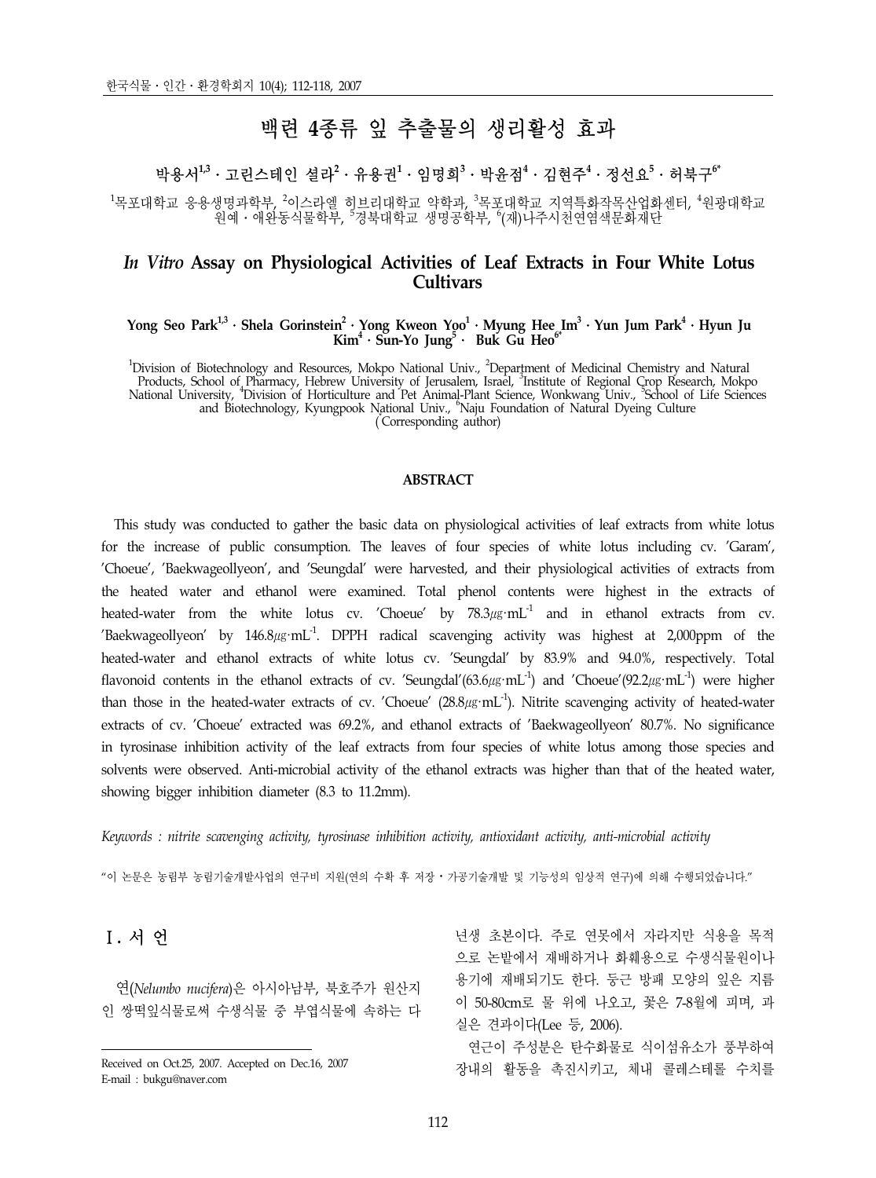# 백련 4종류 잎 추출물의 생리활성 효과

박용서[1,3] · 고린스테인 셜라[2] · 유용권[1] · 임명희[3] · 박윤점[4] · 김현주[4] · 정선요[5] · 허북구[6*]

[1]목포대학교 응용생명과학부, [2]이스라엘 히브리대학교 약학과, [3]목포대학교 지역특화작목산업화센터, [4]원광대학교 원예 · 애완동식물학부, [5]경북대학교 생명공학부, [6](재)나주시천연염색문화재단

## *In Vitro* Assay on Physiological Activities of Leaf Extracts in Four White Lotus Cultivars

Yong Seo Park[1,3] · Shela Gorinstein[2] · Yong Kweon Yoo[1] · Myung Hee Im[3] · Yun Jum Park[4] · Hyun Ju Kim[4] · Sun-Yo Jung[5] · Buk Gu Heo[6*]

[1]Division of Biotechnology and Resources, Mokpo National Univ., [2]Department of Medicinal Chemistry and Natural Products, School of Pharmacy, Hebrew University of Jerusalem, Israel, [3]Institute of Regional Crop Research, Mokpo National University, [4]Division of Horticulture and Pet Animal-Plant Science, Wonkwang Univ., [5]School of Life Sciences and Biotechnology, Kyungpook National Univ., [6]Naju Foundation of Natural Dyeing Culture
(*Corresponding author)

### ABSTRACT

This study was conducted to gather the basic data on physiological activities of leaf extracts from white lotus for the increase of public consumption. The leaves of four species of white lotus including cv. 'Garam', 'Choeue', 'Baekwageollyeon', and 'Seungdal' were harvested, and their physiological activities of extracts from the heated water and ethanol were examined. Total phenol contents were highest in the extracts of heated-water from the white lotus cv. 'Choeue' by $78.3\mu g \cdot mL^{-1}$ and in ethanol extracts from cv. 'Baekwageollyeon' by $146.8\mu g \cdot mL^{-1}$. DPPH radical scavenging activity was highest at 2,000ppm of the heated-water and ethanol extracts of white lotus cv. 'Seungdal' by 83.9% and 94.0%, respectively. Total flavonoid contents in the ethanol extracts of cv. 'Seungdal'($63.6\mu g \cdot mL^{-1}$) and 'Choeue'($92.2\mu g \cdot mL^{-1}$) were higher than those in the heated-water extracts of cv. 'Choeue' ($28.8\mu g \cdot mL^{-1}$). Nitrite scavenging activity of heated-water extracts of cv. 'Choeue' extracted was 69.2%, and ethanol extracts of 'Baekwageollyeon' 80.7%. No significance in tyrosinase inhibition activity of the leaf extracts from four species of white lotus among those species and solvents were observed. Anti-microbial activity of the ethanol extracts was higher than that of the heated water, showing bigger inhibition diameter (8.3 to 11.2mm).

*Keywords : nitrite scavenging activity, tyrosinase inhibition activity, antioxidant activity, anti-microbial activity*

"이 논문은 농림부 농림기술개발사업의 연구비 지원(연의 수확 후 저장 · 가공기술개발 및 기능성의 임상적 연구)에 의해 수행되었습니다."

## Ⅰ. 서 언

연(*Nelumbo nucifera*)은 아시아남부, 북호주가 원산지인 쌍떡잎식물로써 수생식물 중 부엽식물에 속하는 다년생 초본이다. 주로 연못에서 자라지만 식용을 목적으로 논밭에서 재배하거나 화훼용으로 수생식물원이나 용기에 재배되기도 한다. 둥근 방패 모양의 잎은 지름이 50-80cm로 물 위에 나오고, 꽃은 7-8월에 피며, 과실은 견과이다(Lee 등, 2006).

연근이 주성분은 탄수화물로 식이섬유소가 풍부하여 장내의 활동을 촉진시키고, 체내 콜레스테롤 수치를

Received on Oct.25, 2007. Accepted on Dec.16, 2007
E-mail : bukgu@naver.com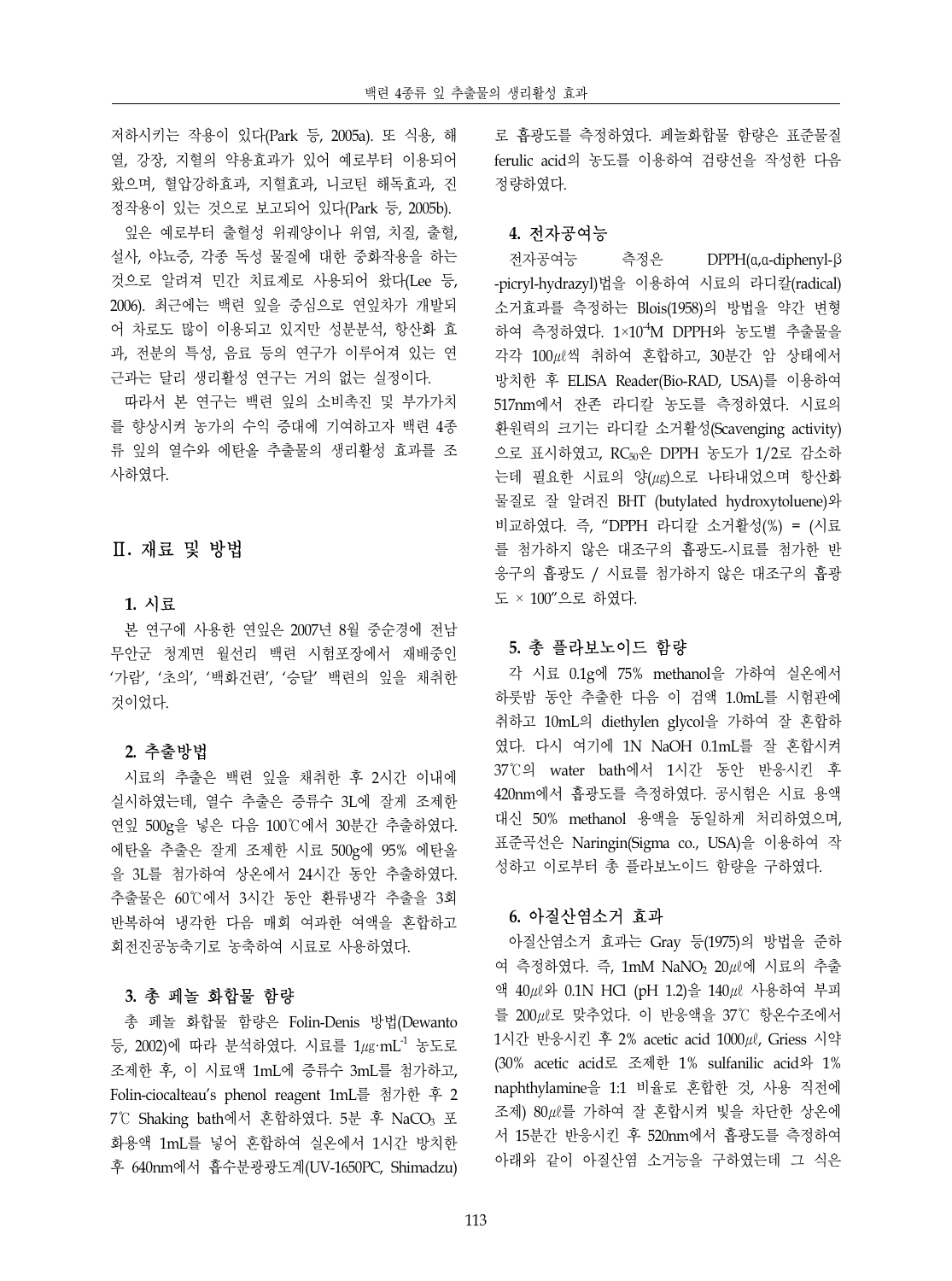저하시키는 작용이 있다(Park 등, 2005a). 또 식용, 해열, 강장, 지혈의 약용효과가 있어 예로부터 이용되어 왔으며, 혈압강하효과, 지혈효과, 니코틴 해독효과, 진정작용이 있는 것으로 보고되어 있다(Park 등, 2005b).

잎은 예로부터 출혈성 위궤양이나 위염, 치질, 출혈, 설사, 야뇨증, 각종 독성 물질에 대한 중화작용을 하는 것으로 알려져 민간 치료제로 사용되어 왔다(Lee 등, 2006). 최근에는 백련 잎을 중심으로 연잎차가 개발되어 차로도 많이 이용되고 있지만 성분분석, 항산화 효과, 전분의 특성, 음료 등의 연구가 이루어져 있는 연근과는 달리 생리활성 연구는 거의 없는 실정이다.

따라서 본 연구는 백련 잎의 소비촉진 및 부가가치를 향상시켜 농가의 수익 증대에 기여하고자 백련 4종류 잎의 열수와 에탄올 추출물의 생리활성 효과를 조사하였다.

## Ⅱ. 재료 및 방법

### 1. 시료

본 연구에 사용한 연잎은 2007년 8월 중순경에 전남 무안군 청계면 월선리 백련 시험포장에서 재배중인 '가람', '초의', '백화건련', '승달' 백련의 잎을 채취한 것이었다.

### 2. 추출방법

시료의 추출은 백련 잎을 채취한 후 2시간 이내에 실시하였는데, 열수 추출은 증류수 3L에 잘게 조제한 연잎 500g을 넣은 다음 100℃에서 30분간 추출하였다. 에탄올 추출은 잘게 조제한 시료 500g에 95% 에탄올을 3L를 첨가하여 상온에서 24시간 동안 추출하였다. 추출물은 60℃에서 3시간 동안 환류냉각 추출을 3회 반복하여 냉각한 다음 매회 여과한 여액을 혼합하고 회전진공농축기로 농축하여 시료로 사용하였다.

### 3. 총 페놀 화합물 함량

총 페놀 화합물 함량은 Folin-Denis 방법(Dewanto 등, 2002)에 따라 분석하였다. 시료를 $1\mu g \cdot mL^{-1}$ 농도로 조제한 후, 이 시료액 1mL에 증류수 3mL를 첨가하고, Folin-ciocalteau's phenol reagent 1mL를 첨가한 후 27℃ Shaking bath에서 혼합하였다. 5분 후 $NaCO_3$ 포화용액 1mL를 넣어 혼합하여 실온에서 1시간 방치한 후 640nm에서 흡수분광광도계(UV-1650PC, Shimadzu)로 흡광도를 측정하였다. 페놀화합물 함량은 표준물질 ferulic acid의 농도를 이용하여 검량선을 작성한 다음 정량하였다.

### 4. 전자공여능

전자공여능 측정은 DPPH(α,α-diphenyl-β-picryl-hydrazyl)법을 이용하여 시료의 라디칼(radical) 소거효과를 측정하는 Blois(1958)의 방법을 약간 변형하여 측정하였다. $1\times10^{-4}$M DPPH와 농도별 추출물을 각각 100$\mu\ell$씩 취하여 혼합하고, 30분간 암 상태에서 방치한 후 ELISA Reader(Bio-RAD, USA)를 이용하여 517nm에서 잔존 라디칼 농도를 측정하였다. 시료의 환원력의 크기는 라디칼 소거활성(Scavenging activity)으로 표시하였고, $RC_{50}$은 DPPH 농도가 1/2로 감소하는데 필요한 시료의 양($\mu g$)으로 나타내었으며 항산화물질로 잘 알려진 BHT (butylated hydroxytoluene)와 비교하였다. 즉, "DPPH 라디칼 소거활성(%) = (시료를 첨가하지 않은 대조구의 흡광도-시료를 첨가한 반응구의 흡광도 / 시료를 첨가하지 않은 대조구의 흡광도 × 100"으로 하였다.

### 5. 총 플라보노이드 함량

각 시료 0.1g에 75% methanol을 가하여 실온에서 하룻밤 동안 추출한 다음 이 검액 1.0mL를 시험관에 취하고 10mL의 diethylen glycol을 가하여 잘 혼합하였다. 다시 여기에 1N NaOH 0.1mL를 잘 혼합시켜 37℃의 water bath에서 1시간 동안 반응시킨 후 420nm에서 흡광도를 측정하였다. 공시험은 시료 용액 대신 50% methanol 용액을 동일하게 처리하였으며, 표준곡선은 Naringin(Sigma co., USA)을 이용하여 작성하고 이로부터 총 플라보노이드 함량을 구하였다.

### 6. 아질산염소거 효과

아질산염소거 효과는 Gray 등(1975)의 방법을 준하여 측정하였다. 즉, 1mM $NaNO_2$ 20$\mu\ell$에 시료의 추출액 40$\mu\ell$와 0.1N HCl (pH 1.2)을 140$\mu\ell$ 사용하여 부피를 200$\mu\ell$로 맞추었다. 이 반응액을 37℃ 항온수조에서 1시간 반응시킨 후 2% acetic acid 1000$\mu\ell$, Griess 시약(30% acetic acid로 조제한 1% sulfanilic acid와 1% naphthylamine을 1:1 비율로 혼합한 것, 사용 직전에 조제) 80$\mu\ell$를 가하여 잘 혼합시켜 빛을 차단한 상온에서 15분간 반응시킨 후 520nm에서 흡광도를 측정하여 아래와 같이 아질산염 소거능을 구하였는데 그 식은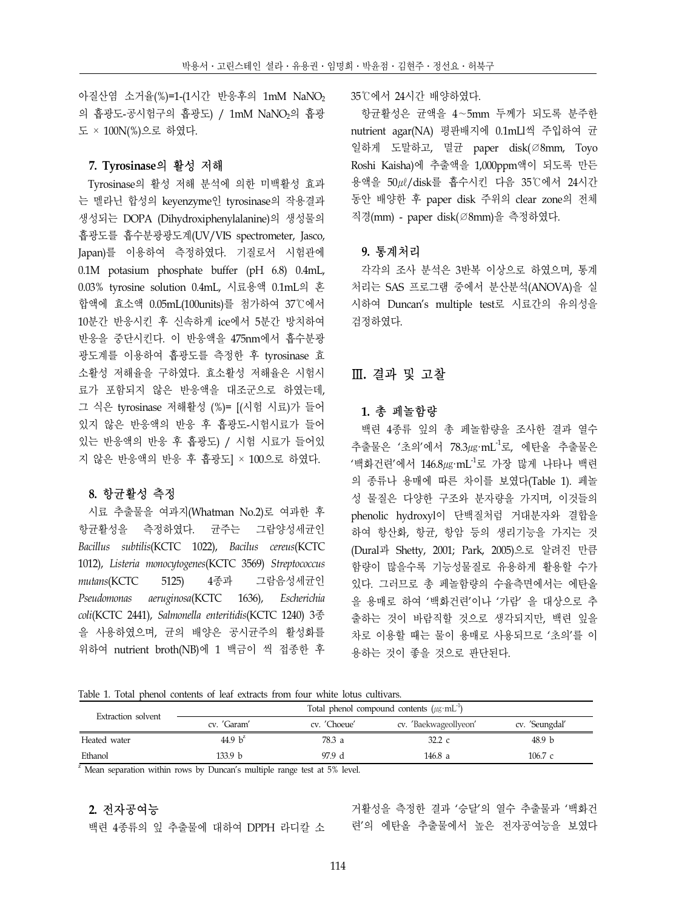아질산염 소거율(%)=1-(1시간 반응후의 1mM $NaNO_2$의 흡광도-공시험구의 흡광도) / 1mM $NaNO_2$의 흡광도 × 100N(%)으로 하였다.

### 7. Tyrosinase의 활성 저해

Tyrosinase의 활성 저해 분석에 의한 미백활성 효과는 멜라닌 합성의 keyenzyme인 tyrosinase의 작용결과 생성되는 DOPA (Dihydroxiphenylalanine)의 생성물의 흡광도를 흡수분광광도계(UV/VIS spectrometer, Jasco, Japan)를 이용하여 측정하였다. 기질로서 시험관에 0.1M potasium phosphate buffer (pH 6.8) 0.4mL, 0.03% tyrosine solution 0.4mL, 시료용액 0.1mL의 혼합액에 효소액 0.05mL(100units)를 첨가하여 37℃에서 10분간 반응시킨 후 신속하게 ice에서 5분간 방치하여 반응을 중단시킨다. 이 반응액을 475nm에서 흡수분광광도계를 이용하여 흡광도를 측정한 후 tyrosinase 효소활성 저해율을 구하였다. 효소활성 저해율은 시험시료가 포함되지 않은 반응액을 대조군으로 하였는데, 그 식은 tyrosinase 저해활성 (%)= [(시험 시료)가 들어있지 않은 반응액의 반응 후 흡광도-시험시료가 들어있는 반응액의 반응 후 흡광도) / 시험 시료가 들어있지 않은 반응액의 반응 후 흡광도] × 100으로 하였다.

### 8. 항균활성 측정

시료 추출물을 여과지(Whatman No.2)로 여과한 후 항균활성을 측정하였다. 균주는 그람양성세균인 *Bacillus subtilis*(KCTC 1022), *Bacilus cereus*(KCTC 1012), *Listeria monocytogenes*(KCTC 3569) *Streptococcus mutans*(KCTC 5125) 4종과 그람음성세균인 *Pseudomonas aeruginosa*(KCTC 1636), *Escherichia coli*(KCTC 2441), *Salmonella enteritidis*(KCTC 1240) 3종을 사용하였으며, 균의 배양은 공시균주의 활성화를 위하여 nutrient broth(NB)에 1 백금이 씩 접종한 후 35℃에서 24시간 배양하였다.

항균활성은 균액을 4~5mm 두께가 되도록 분주한 nutrient agar(NA) 평판배지에 0.1mLl씩 주입하여 균일하게 도말하고, 멸균 paper disk(∅8mm, Toyo Roshi Kaisha)에 추출액을 1,000ppm액이 되도록 만든 용액을 50$\mu\ell$/disk를 흡수시킨 다음 35℃에서 24시간 동안 배양한 후 paper disk 주위의 clear zone의 전체 직경(mm) - paper disk(∅8mm)을 측정하였다.

### 9. 통계처리

각각의 조사 분석은 3반복 이상으로 하였으며, 통계처리는 SAS 프로그램 중에서 분산분석(ANOVA)을 실시하여 Duncan's multiple test로 시료간의 유의성을 검정하였다.

## Ⅲ. 결과 및 고찰

### 1. 총 페놀함량

백련 4종류 잎의 총 페놀함량을 조사한 결과 열수 추출물은 '초의'에서 78.3$\mu g \cdot mL^{-1}$로, 에탄올 추출물은 '백화건련'에서 146.8$\mu g \cdot mL^{-1}$로 가장 많게 나타나 백련의 종류나 용매에 따른 차이를 보였다(Table 1). 페놀성 물질은 다양한 구조와 분자량을 가지며, 이것들의 phenolic hydroxyl이 단백질처럼 거대분자와 결합을 하여 항산화, 항균, 항암 등의 생리기능을 가지는 것(Dural과 Shetty, 2001; Park, 2005)으로 알려진 만큼 함량이 많을수록 기능성물질로 유용하게 활용할 수가 있다. 그러므로 총 페놀함량의 수율측면에서는 에탄올을 용매로 하여 '백화건련'이나 '가람' 을 대상으로 추출하는 것이 바람직할 것으로 생각되지만, 백련 잎을 차로 이용할 때는 물이 용매로 사용되므로 '초의'를 이용하는 것이 좋을 것으로 판단된다.

Table 1. Total phenol contents of leaf extracts from four white lotus cultivars.

| Extraction solvent | Total phenol compound contents ($\mu g \cdot mL^{-1}$) | | | |
|---|---|---|---|---|
| | cv. 'Garam' | cv. 'Choeue' | cv. 'Baekwageollyeon' | cv. 'Seungdal' |
| Heated water | 44.9 b[z] | 78.3 a | 32.2 c | 48.9 b |
| Ethanol | 133.9 b | 97.9 d | 146.8 a | 106.7 c |

[z] Mean separation within rows by Duncan's multiple range test at 5% level.

### 2. 전자공여능

백련 4종류의 잎 추출물에 대하여 DPPH 라디칼 소거활성을 측정한 결과 '승달'의 열수 추출물과 '백화건련'의 에탄올 추출물에서 높은 전자공여능을 보였다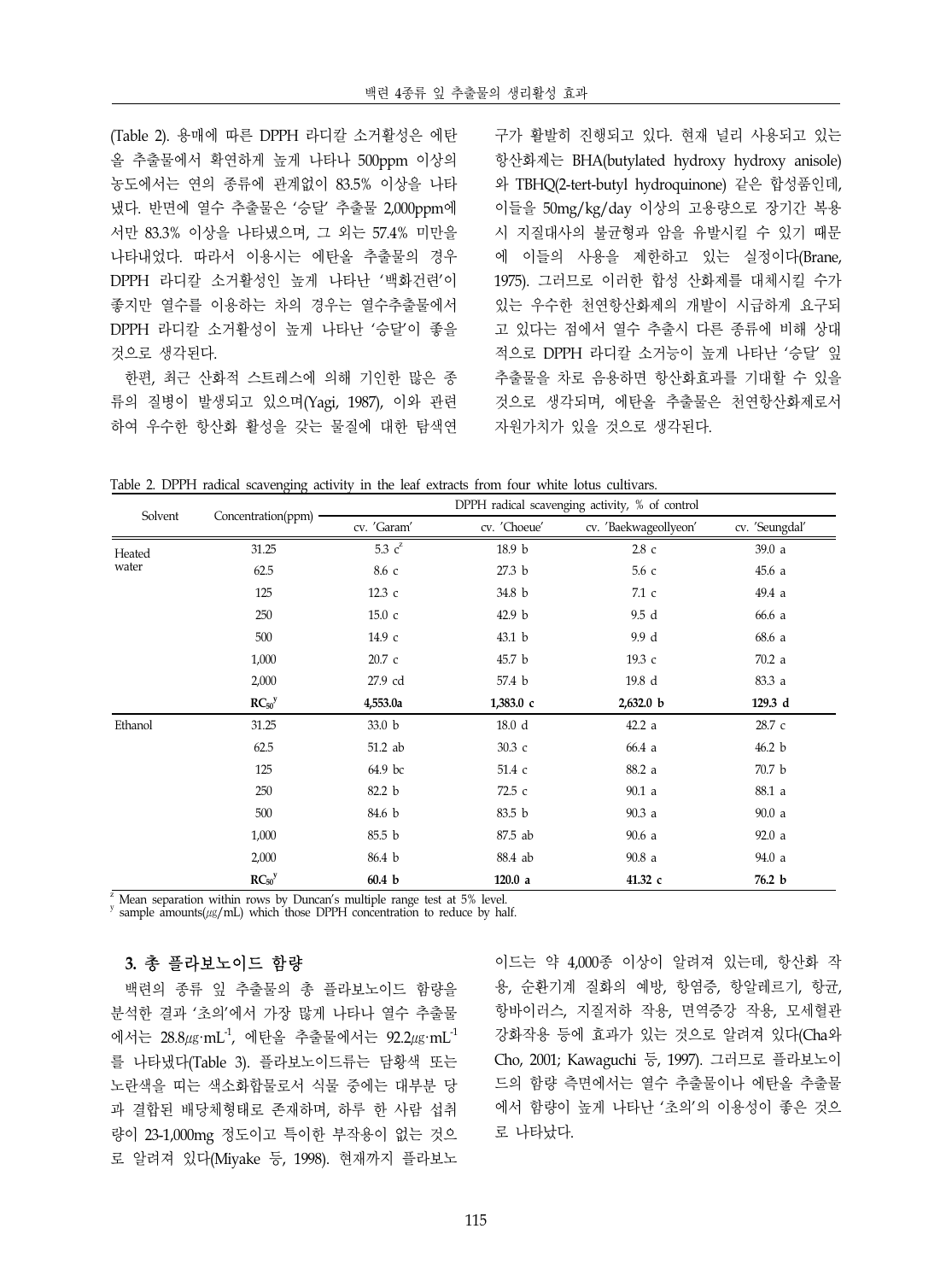(Table 2). 용매에 따른 DPPH 라디칼 소거활성은 에탄올 추출물에서 확연하게 높게 나타나 500ppm 이상의 농도에서는 연의 종류에 관계없이 83.5% 이상을 나타냈다. 반면에 열수 추출물은 '승달' 추출물 2,000ppm에서만 83.3% 이상을 나타냈으며, 그 외는 57.4% 미만을 나타내었다. 따라서 이용시는 에탄올 추출물의 경우 DPPH 라디칼 소거활성인 높게 나타난 '백화건련'이 좋지만 열수를 이용하는 차의 경우는 열수추출물에서 DPPH 라디칼 소거활성이 높게 나타난 '승달'이 좋을 것으로 생각된다.

한편, 최근 산화적 스트레스에 의해 기인한 많은 종류의 질병이 발생되고 있으며(Yagi, 1987), 이와 관련하여 우수한 항산화 활성을 갖는 물질에 대한 탐색연구가 활발히 진행되고 있다. 현재 널리 사용되고 있는 항산화제는 BHA(butylated hydroxy hydroxy anisole)와 TBHQ(2-tert-butyl hydroquinone) 같은 합성품인데, 이들을 50mg/kg/day 이상의 고용량으로 장기간 복용시 지질대사의 불균형이 암을 유발시킬 수 있기 때문에 이들의 사용을 제한하고 있는 실정이다(Brane, 1975). 그러므로 이러한 합성 산화제를 대체시킬 수가 있는 우수한 천연항산화제의 개발이 시급하게 요구되고 있다는 점에서 열수 추출시 다른 종류에 비해 상대적으로 DPPH 라디칼 소거능이 높게 나타난 '승달' 잎 추출물을 차로 음용하면 항산화효과를 기대할 수 있을 것으로 생각되며, 에탄올 추출물은 천연항산화제로서 자원가치가 있을 것으로 생각된다.

Table 2. DPPH radical scavenging activity in the leaf extracts from four white lotus cultivars.

| Solvent | Concentration(ppm) | DPPH radical scavenging activity, % of control | | | |
|---|---|---|---|---|---|
| | | cv. 'Garam' | cv. 'Choeue' | cv. 'Baekwageollyeon' | cv. 'Seungdal' |
| Heated water | 31.25 | 5.3 c[z] | 18.9 b | 2.8 c | 39.0 a |
| | 62.5 | 8.6 c | 27.3 b | 5.6 c | 45.6 a |
| | 125 | 12.3 c | 34.8 b | 7.1 c | 49.4 a |
| | 250 | 15.0 c | 42.9 b | 9.5 d | 66.6 a |
| | 500 | 14.9 c | 43.1 b | 9.9 d | 68.6 a |
| | 1,000 | 20.7 c | 45.7 b | 19.3 c | 70.2 a |
| | 2,000 | 27.9 cd | 57.4 b | 19.8 d | 83.3 a |
| | **$RC_{50}$[y]** | **4,553.0a** | **1,383.0 c** | **2,632.0 b** | **129.3 d** |
| Ethanol | 31.25 | 33.0 b | 18.0 d | 42.2 a | 28.7 c |
| | 62.5 | 51.2 ab | 30.3 c | 66.4 a | 46.2 b |
| | 125 | 64.9 bc | 51.4 c | 88.2 a | 70.7 b |
| | 250 | 82.2 b | 72.5 c | 90.1 a | 88.1 a |
| | 500 | 84.6 b | 83.5 b | 90.3 a | 90.0 a |
| | 1,000 | 85.5 b | 87.5 ab | 90.6 a | 92.0 a |
| | 2,000 | 86.4 b | 88.4 ab | 90.8 a | 94.0 a |
| | **$RC_{50}$[y]** | **60.4 b** | **120.0 a** | **41.32 c** | **76.2 b** |

[z] Mean separation within rows by Duncan's multiple range test at 5% level.
[y] sample amounts(㎍/mL) which those DPPH concentration to reduce by half.

### 3. 총 플라보노이드 함량

백련의 종류 잎 추출물의 총 플라보노이드 함량을 분석한 결과 '초의'에서 가장 많게 나타나 열수 추출물에서는 28.8㎍·mL$^{-1}$, 에탄올 추출물에서는 92.2㎍·mL$^{-1}$를 나타냈다(Table 3). 플라보노이드류는 담황색 또는 노란색을 띠는 색소화합물로서 식물 중에는 대부분 당과 결합된 배당체형태로 존재하며, 하루 한 사람 섭취량이 23-1,000mg 정도이고 특이한 부작용이 없는 것으로 알려져 있다(Miyake 등, 1998). 현재까지 플라보노이드는 약 4,000종 이상이 알려져 있는데, 항산화 작용, 순환기계 질환의 예방, 항염증, 항알레르기, 항균, 항바이러스, 지질저하 작용, 면역증강 작용, 모세혈관 강화작용 등에 효과가 있는 것으로 알려져 있다(Cha와 Cho, 2001; Kawaguchi 등, 1997). 그러므로 플라보노이드의 함량 측면에서는 열수 추출물이나 에탄올 추출물에서 함량이 높게 나타난 '초의'의 이용성이 좋은 것으로 나타났다.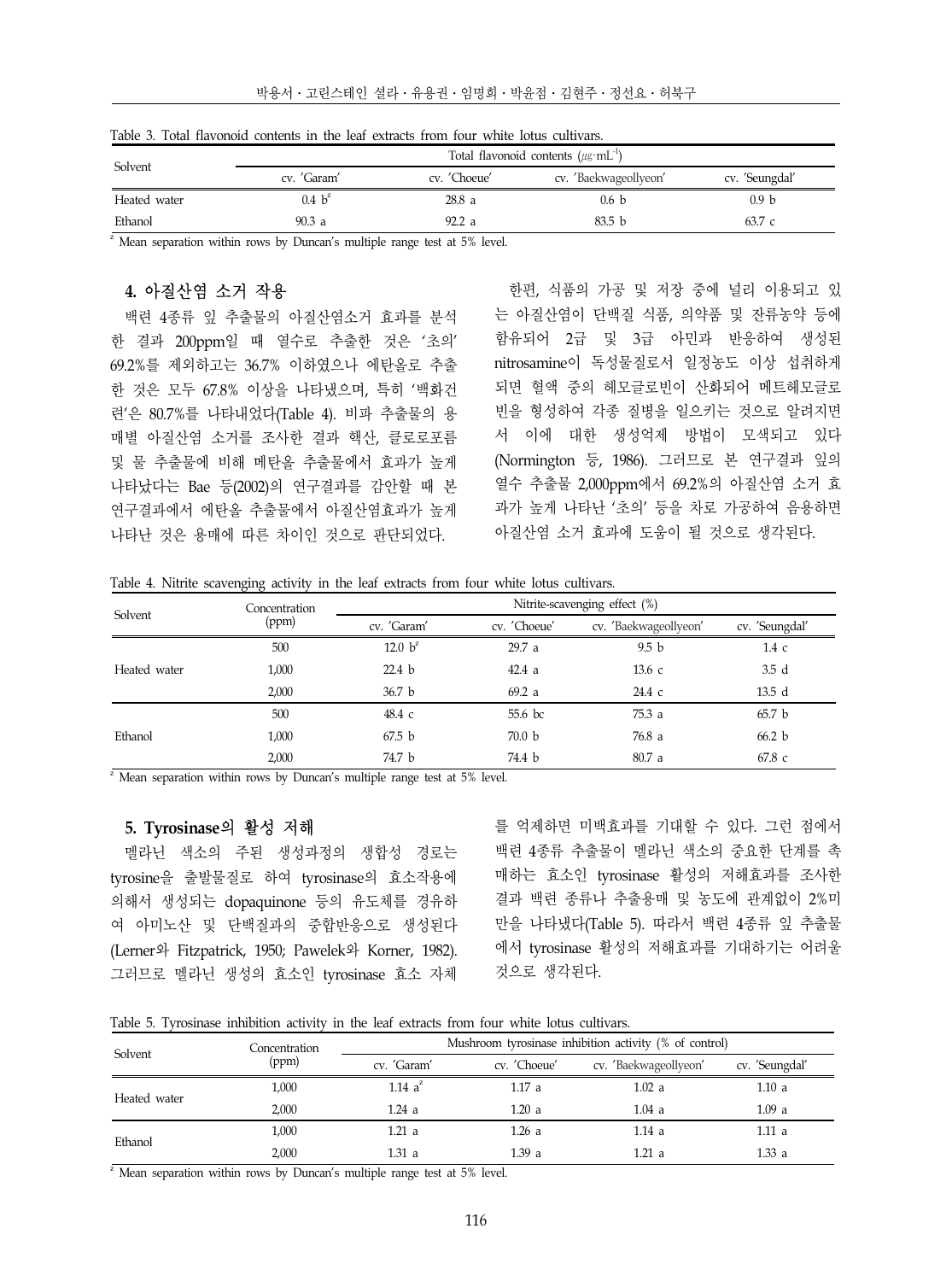Table 3. Total flavonoid contents in the leaf extracts from four white lotus cultivars.

| Solvent | Total flavonoid contents ($\mu g \cdot mL^{-1}$) | | | |
|---|---|---|---|---|
| | cv. 'Garam' | cv. 'Choeue' | cv. 'Baekwageollyeon' | cv. 'Seungdal' |
| Heated water | 0.4 b[z] | 28.8 a | 0.6 b | 0.9 b |
| Ethanol | 90.3 a | 92.2 a | 83.5 b | 63.7 c |

[z] Mean separation within rows by Duncan's multiple range test at 5% level.

### 4. 아질산염 소거 작용

백련 4종류 잎 추출물의 아질산염소거 효과를 분석한 결과 200ppm일 때 열수로 추출한 것은 '초의' 69.2%를 제외하고는 36.7% 이하였으나 에탄올로 추출한 것은 모두 67.8% 이상을 나타냈으며, 특히 '백화건련'은 80.7%를 나타내었다(Table 4). 비파 추출물의 용매별 아질산염 소거를 조사한 결과 핵산, 클로로포름 및 물 추출물에 비해 메탄올 추출물에서 효과가 높게 나타났다는 Bae 등(2002)의 연구결과를 감안할 때 본 연구결과에서 에탄올 추출물에서 아질산염효과가 높게 나타난 것은 용매에 따른 차이인 것으로 판단되었다.

한편, 식품의 가공 및 저장 중에 널리 이용되고 있는 아질산염이 단백질 식품, 의약품 및 잔류농약 등에 함유되어 2급 및 3급 아민과 반응하여 생성된 nitrosamine이 독성물질로서 일정농도 이상 섭취하게 되면 혈액 중의 헤모글로빈이 산화되어 메트헤모글로빈을 형성하여 각종 질병을 일으키는 것으로 알려지면서 이에 대한 생성억제 방법이 모색되고 있다(Normington 등, 1986). 그러므로 본 연구결과 잎의 열수 추출물 2,000ppm에서 69.2%의 아질산염 소거 효과가 높게 나타난 '초의' 등을 차로 가공하여 음용하면 아질산염 소거 효과에 도움이 될 것으로 생각된다.

Table 4. Nitrite scavenging activity in the leaf extracts from four white lotus cultivars.

| Solvent | Concentration (ppm) | Nitrite-scavenging effect (%) | | | |
|---|---|---|---|---|---|
| | | cv. 'Garam' | cv. 'Choeue' | cv. 'Baekwageollyeon' | cv. 'Seungdal' |
| Heated water | 500 | 12.0 b[z] | 29.7 a | 9.5 b | 1.4 c |
| | 1,000 | 22.4 b | 42.4 a | 13.6 c | 3.5 d |
| | 2,000 | 36.7 b | 69.2 a | 24.4 c | 13.5 d |
| Ethanol | 500 | 48.4 c | 55.6 bc | 75.3 a | 65.7 b |
| | 1,000 | 67.5 b | 70.0 b | 76.8 a | 66.2 b |
| | 2,000 | 74.7 b | 74.4 b | 80.7 a | 67.8 c |

[z] Mean separation within rows by Duncan's multiple range test at 5% level.

### 5. Tyrosinase의 활성 저해

멜라닌 색소의 주된 생성과정의 생합성 경로는 tyrosine을 출발물질로 하여 tyrosinase의 효소작용에 의해서 생성되는 dopaquinone 등의 유도체를 경유하여 아미노산 및 단백질과의 중합반응으로 생성된다(Lerner와 Fitzpatrick, 1950; Pawelek와 Korner, 1982). 그러므로 멜라닌 생성의 효소인 tyrosinase 효소 자체를 억제하면 미백효과를 기대할 수 있다. 그런 점에서 백련 4종류 추출물이 멜라닌 색소의 중요한 단계를 촉매하는 효소인 tyrosinase 활성의 저해효과를 조사한 결과 백련 종류나 추출용매 및 농도에 관계없이 2%미만을 나타냈다(Table 5). 따라서 백련 4종류 잎 추출물에서 tyrosinase 활성의 저해효과를 기대하기는 어려울 것으로 생각된다.

Table 5. Tyrosinase inhibition activity in the leaf extracts from four white lotus cultivars.

| Solvent | Concentration (ppm) | Mushroom tyrosinase inhibition activity (% of control) | | | |
|---|---|---|---|---|---|
| | | cv. 'Garam' | cv. 'Choeue' | cv. 'Baekwageollyeon' | cv. 'Seungdal' |
| Heated water | 1,000 | 1.14 a[z] | 1.17 a | 1.02 a | 1.10 a |
| | 2,000 | 1.24 a | 1.20 a | 1.04 a | 1.09 a |
| Ethanol | 1,000 | 1.21 a | 1.26 a | 1.14 a | 1.11 a |
| | 2,000 | 1.31 a | 1.39 a | 1.21 a | 1.33 a |

[z] Mean separation within rows by Duncan's multiple range test at 5% level.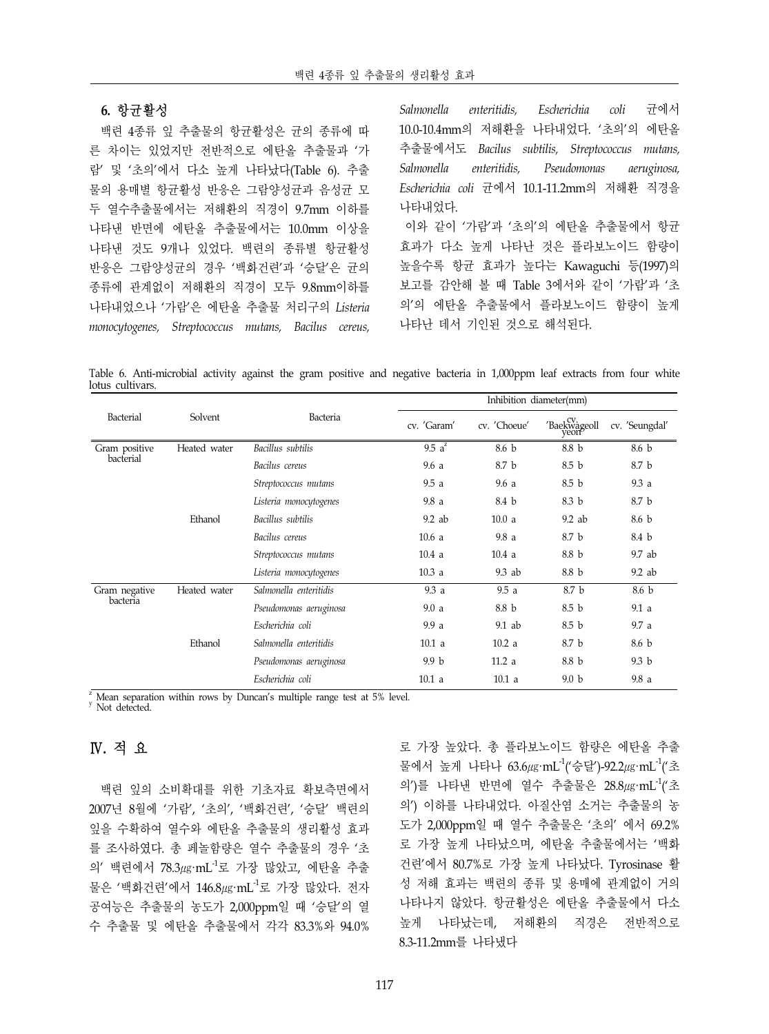### 6. 항균활성

백련 4종류 잎 추출물의 항균활성은 균의 종류에 따른 차이는 있었지만 전반적으로 에탄올 추출물과 '가람' 및 '초의'에서 다소 높게 나타났다(Table 6). 추출물의 용매별 항균활성 반응은 그람양성균과 음성균 모두 열수추출물에서는 저해환의 직경이 9.7mm 이하를 나타낸 반면에 에탄올 추출물에서는 10.0mm 이상을 나타낸 것도 9개나 있었다. 백련의 종류별 항균활성 반응은 그람양성균의 경우 '백화건련'과 '승달'은 균의 종류에 관계없이 저해환의 직경이 모두 9.8mm이하를 나타내었으나 '가람'은 에탄올 추출물 처리구의 *Listeria monocytogenes, Streptococcus mutans, Bacilus cereus, Salmonella enteritidis, Escherichia coli* 균에서 10.0-10.4mm의 저해환을 나타내었다. '초의'의 에탄올 추출물에서도 *Bacilus subtilis, Streptococcus mutans, Salmonella enteritidis, Pseudomonas aeruginosa, Escherichia coli* 균에서 10.1-11.2mm의 저해환 직경을 나타내었다.

이와 같이 '가람'과 '초의'의 에탄올 추출물에서 항균효과가 다소 높게 나타난 것은 플라보노이드 함량이 높을수록 항균 효과가 높다는 Kawaguchi 등(1997)의 보고를 감안해 볼 때 Table 3에서와 같이 '가람'과 '초의'의 에탄올 추출물에서 플라보노이드 함량이 높게 나타난 데서 기인된 것으로 해석된다.

Table 6. Anti-microbial activity against the gram positive and negative bacteria in 1,000ppm leaf extracts from four white lotus cultivars.

| Bacterial | Solvent | Bacteria | Inhibition diameter(mm) | | | |
|---|---|---|---|---|---|---|
| | | | cv. 'Garam' | cv. 'Choeue' | cv. 'Baekwageolyeon' | cv. 'Seungdal' |
| Gram positive bacterial | Heated water | *Bacillus subtilis* | 9.5 a[z] | 8.6 b | 8.8 b | 8.6 b |
| | | *Bacilus cereus* | 9.6 a | 8.7 b | 8.5 b | 8.7 b |
| | | *Streptococcus mutans* | 9.5 a | 9.6 a | 8.5 b | 9.3 a |
| | | *Listeria monocytogenes* | 9.8 a | 8.4 b | 8.3 b | 8.7 b |
| | Ethanol | *Bacillus subtilis* | 9.2 ab | 10.0 a | 9.2 ab | 8.6 b |
| | | *Bacilus cereus* | 10.6 a | 9.8 a | 8.7 b | 8.4 b |
| | | *Streptococcus mutans* | 10.4 a | 10.4 a | 8.8 b | 9.7 ab |
| | | *Listeria monocytogenes* | 10.3 a | 9.3 ab | 8.8 b | 9.2 ab |
| Gram negative bacteria | Heated water | *Salmonella enteritidis* | 9.3 a | 9.5 a | 8.7 b | 8.6 b |
| | | *Pseudomonas aeruginosa* | 9.0 a | 8.8 b | 8.5 b | 9.1 a |
| | | *Escherichia coli* | 9.9 a | 9.1 ab | 8.5 b | 9.7 a |
| | Ethanol | *Salmonella enteritidis* | 10.1 a | 10.2 a | 8.7 b | 8.6 b |
| | | *Pseudomonas aeruginosa* | 9.9 b | 11.2 a | 8.8 b | 9.3 b |
| | | *Escherichia coli* | 10.1 a | 10.1 a | 9.0 b | 9.8 a |

[z] Mean separation within rows by Duncan's multiple range test at 5% level.
[y] Not detected.

## Ⅳ. 적 요

백련 잎의 소비확대를 위한 기초자료 확보측면에서 2007년 8월에 '가람', '초의', '백화건련', '승달' 백련의 잎을 수확하여 열수와 에탄올 추출물의 생리활성 효과를 조사하였다. 총 페놀함량은 열수 추출물의 경우 '초의' 백련에서 78.3㎍·$mL^{-1}$로 가장 많았고, 에탄올 추출물은 '백화건련'에서 146.8㎍·$mL^{-1}$로 가장 많았다. 전자공여능은 추출물의 농도가 2,000ppm일 때 '승달'의 열수 추출물 및 에탄올 추출물에서 각각 83.3%와 94.0%로 가장 높았다. 총 플라보노이드 함량은 에탄올 추출물에서 높게 나타나 63.6㎍·$mL^{-1}$('승달')-92.2㎍·$mL^{-1}$('초의')를 나타낸 반면에 열수 추출물은 28.8㎍·$mL^{-1}$('초의') 이하를 나타내었다. 아질산염 소거는 추출물의 농도가 2,000ppm일 때 열수 추출물은 '초의' 에서 69.2%로 가장 높게 나타났으며, 에탄올 추출물에서는 '백화건련'에서 80.7%로 가장 높게 나타났다. Tyrosinase 활성 저해 효과는 백련의 종류 및 용매에 관계없이 거의 나타나지 않았다. 항균활성은 에탄올 추출물에서 다소 높게 나타났는데, 저해환의 직경은 전반적으로 8.3-11.2mm를 나타냈다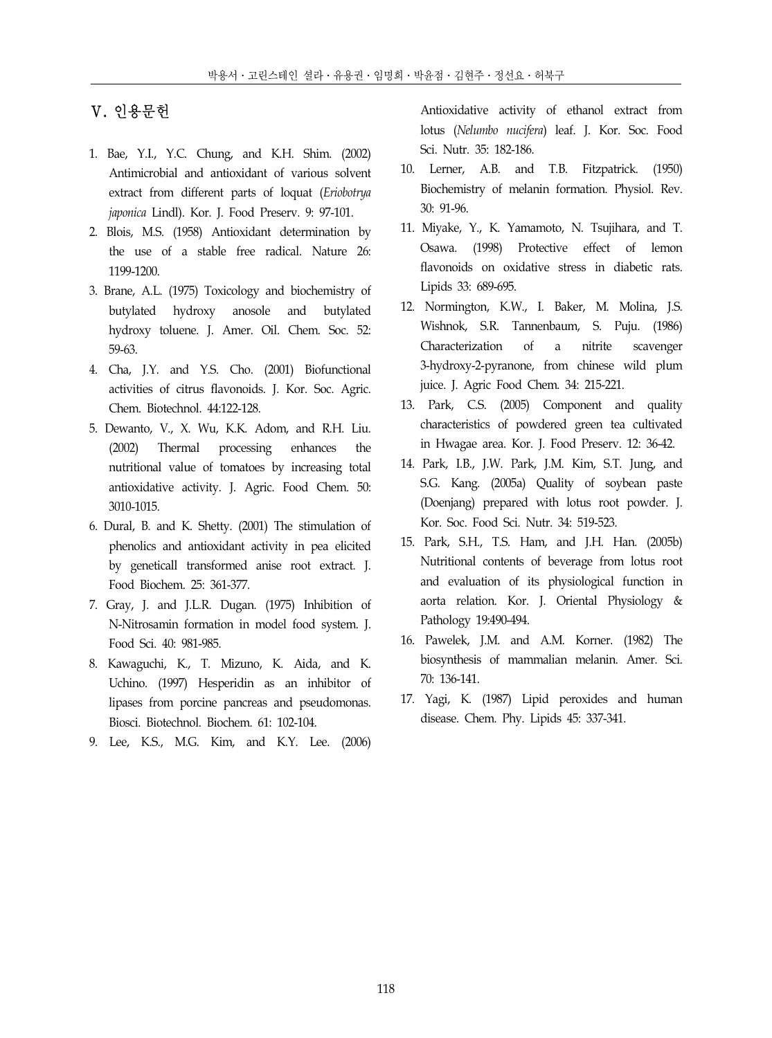## V. 인용문헌

1. Bae, Y.I., Y.C. Chung, and K.H. Shim. (2002) Antimicrobial and antioxidant of various solvent extract from different parts of loquat (*Eriobotrya japonica* Lindl). Kor. J. Food Preserv. 9: 97-101.
2. Blois, M.S. (1958) Antioxidant determination by the use of a stable free radical. Nature 26: 1199-1200.
3. Brane, A.L. (1975) Toxicology and biochemistry of butylated hydroxy anosole and butylated hydroxy toluene. J. Amer. Oil. Chem. Soc. 52: 59-63.
4. Cha, J.Y. and Y.S. Cho. (2001) Biofunctional activities of citrus flavonoids. J. Kor. Soc. Agric. Chem. Biotechnol. 44:122-128.
5. Dewanto, V., X. Wu, K.K. Adom, and R.H. Liu. (2002) Thermal processing enhances the nutritional value of tomatoes by increasing total antioxidative activity. J. Agric. Food Chem. 50: 3010-1015.
6. Dural, B. and K. Shetty. (2001) The stimulation of phenolics and antioxidant activity in pea elicited by geneticall transformed anise root extract. J. Food Biochem. 25: 361-377.
7. Gray, J. and J.L.R. Dugan. (1975) Inhibition of N-Nitrosamin formation in model food system. J. Food Sci. 40: 981-985.
8. Kawaguchi, K., T. Mizuno, K. Aida, and K. Uchino. (1997) Hesperidin as an inhibitor of lipases from porcine pancreas and pseudomonas. Biosci. Biotechnol. Biochem. 61: 102-104.
9. Lee, K.S., M.G. Kim, and K.Y. Lee. (2006) Antioxidative activity of ethanol extract from lotus (*Nelumbo nucifera*) leaf. J. Kor. Soc. Food Sci. Nutr. 35: 182-186.
10. Lerner, A.B. and T.B. Fitzpatrick. (1950) Biochemistry of melanin formation. Physiol. Rev. 30: 91-96.
11. Miyake, Y., K. Yamamoto, N. Tsujihara, and T. Osawa. (1998) Protective effect of lemon flavonoids on oxidative stress in diabetic rats. Lipids 33: 689-695.
12. Normington, K.W., I. Baker, M. Molina, J.S. Wishnok, S.R. Tannenbaum, S. Puju. (1986) Characterization of a nitrite scavenger 3-hydroxy-2-pyranone, from chinese wild plum juice. J. Agric Food Chem. 34: 215-221.
13. Park, C.S. (2005) Component and quality characteristics of powdered green tea cultivated in Hwagae area. Kor. J. Food Preserv. 12: 36-42.
14. Park, I.B., J.W. Park, J.M. Kim, S.T. Jung, and S.G. Kang. (2005a) Quality of soybean paste (Doenjang) prepared with lotus root powder. J. Kor. Soc. Food Sci. Nutr. 34: 519-523.
15. Park, S.H., T.S. Ham, and J.H. Han. (2005b) Nutritional contents of beverage from lotus root and evaluation of its physiological function in aorta relation. Kor. J. Oriental Physiology & Pathology 19:490-494.
16. Pawelek, J.M. and A.M. Korner. (1982) The biosynthesis of mammalian melanin. Amer. Sci. 70: 136-141.
17. Yagi, K. (1987) Lipid peroxides and human disease. Chem. Phy. Lipids 45: 337-341.